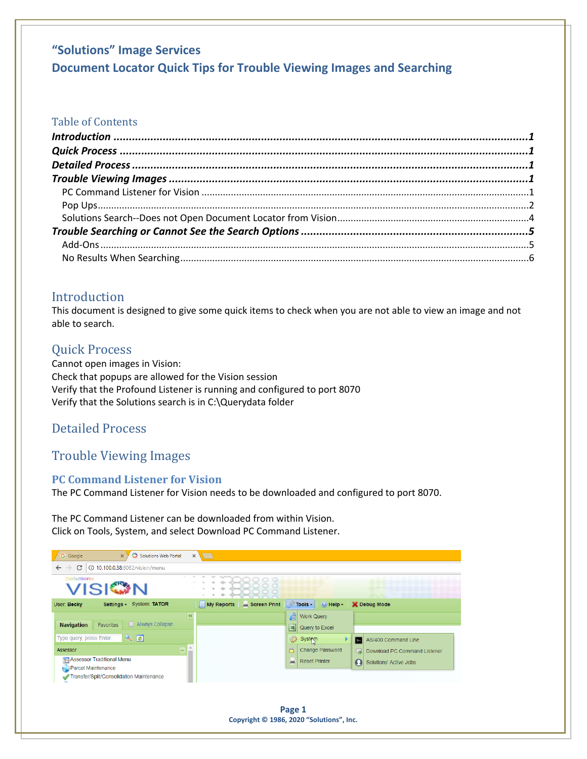# "Solutions" Image Services

# Document Locator Quick Tips for Trouble Viewing Images and Searching

## Table of Contents

***Introduction*** ..........1
***Quick Process*** ..........1
***Detailed Process*** ..........1
***Trouble Viewing Images*** ..........1
- PC Command Listener for Vision ..........1
- Pop Ups ..........2
- Solutions Search--Does not Open Document Locator from Vision ..........4

***Trouble Searching or Cannot See the Search Options*** ..........5
- Add-Ons ..........5
- No Results When Searching ..........6

## Introduction

This document is designed to give some quick items to check when you are not able to view an image and not able to search.

## Quick Process

Cannot open images in Vision:
Check that popups are allowed for the Vision session
Verify that the Profound Listener is running and configured to port 8070
Verify that the Solutions search is in C:\Querydata folder

## Detailed Process

## Trouble Viewing Images

### PC Command Listener for Vision

The PC Command Listener for Vision needs to be downloaded and configured to port 8070.

The PC Command Listener can be downloaded from within Vision.
Click on Tools, System, and select Download PC Command Listener.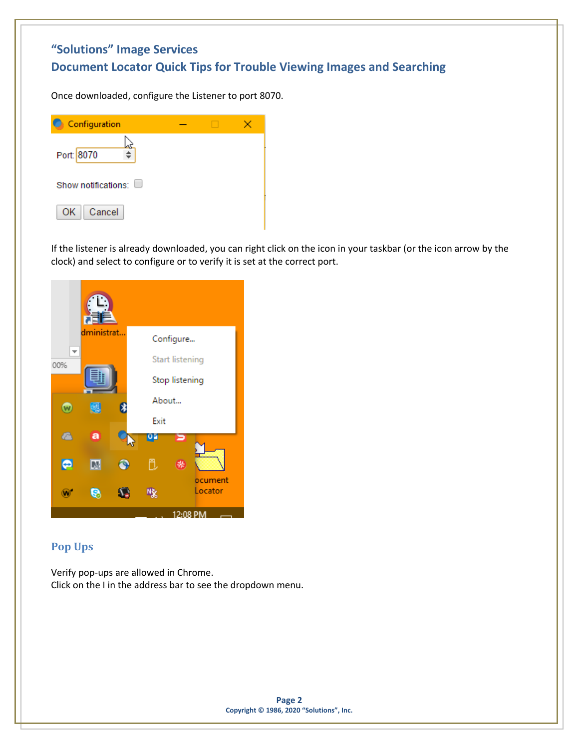# "Solutions" Image Services
## Document Locator Quick Tips for Trouble Viewing Images and Searching

Once downloaded, configure the Listener to port 8070.

If the listener is already downloaded, you can right click on the icon in your taskbar (or the icon arrow by the clock) and select to configure or to verify it is set at the correct port.

### Pop Ups

Verify pop-ups are allowed in Chrome.
Click on the I in the address bar to see the dropdown menu.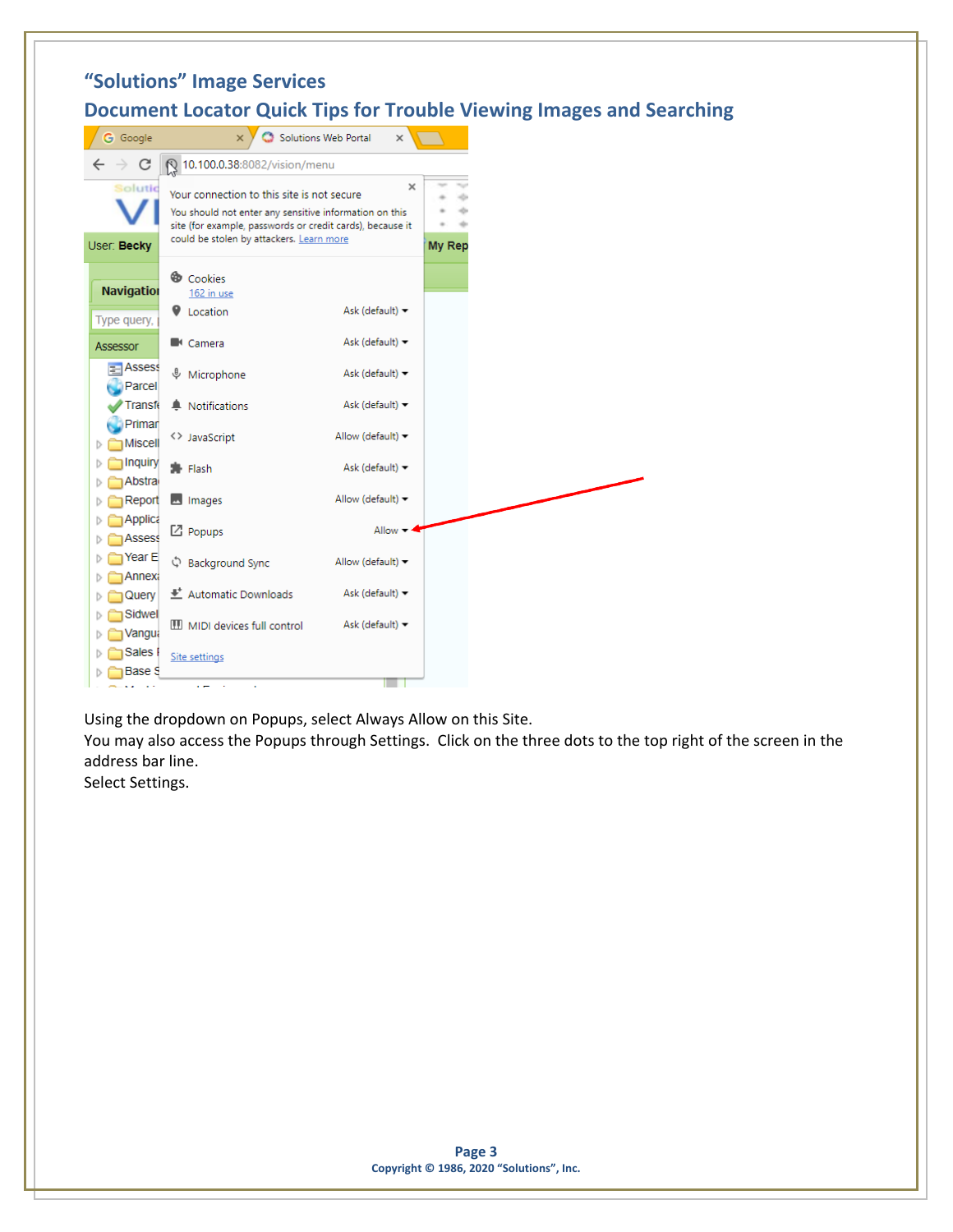## "Solutions" Image Services

## Document Locator Quick Tips for Trouble Viewing Images and Searching

Using the dropdown on Popups, select Always Allow on this Site.

You may also access the Popups through Settings. Click on the three dots to the top right of the screen in the address bar line.

Select Settings.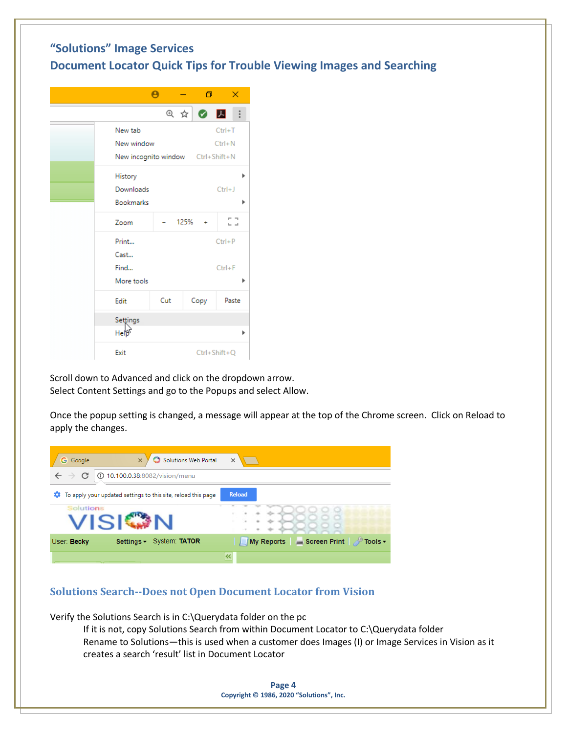## "Solutions" Image Services
## Document Locator Quick Tips for Trouble Viewing Images and Searching

Scroll down to Advanced and click on the dropdown arrow.
Select Content Settings and go to the Popups and select Allow.

Once the popup setting is changed, a message will appear at the top of the Chrome screen. Click on Reload to apply the changes.

### Solutions Search--Does not Open Document Locator from Vision

Verify the Solutions Search is in C:\Querydata folder on the pc

> If it is not, copy Solutions Search from within Document Locator to C:\Querydata folder
> Rename to Solutions—this is used when a customer does Images (I) or Image Services in Vision as it creates a search 'result' list in Document Locator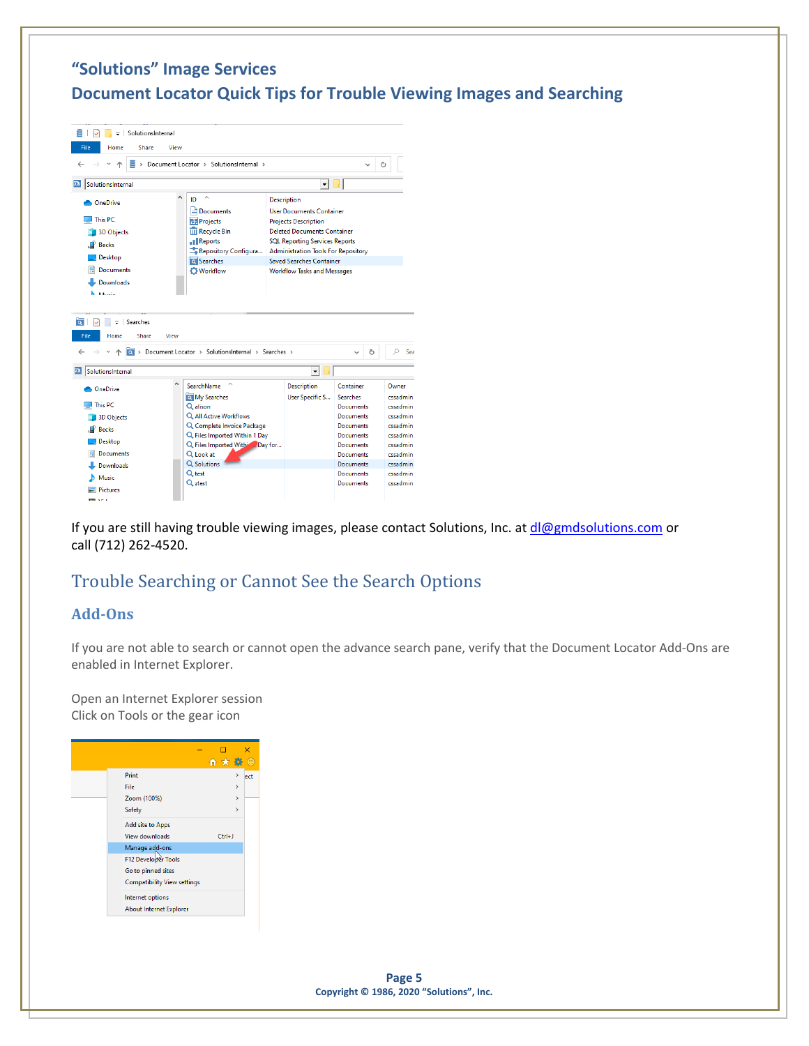## “Solutions” Image Services

## Document Locator Quick Tips for Trouble Viewing Images and Searching

If you are still having trouble viewing images, please contact Solutions, Inc. at dl@gmdsolutions.com or call (712) 262-4520.

## Trouble Searching or Cannot See the Search Options

### Add-Ons

If you are not able to search or cannot open the advance search pane, verify that the Document Locator Add-Ons are enabled in Internet Explorer.

Open an Internet Explorer session
Click on Tools or the gear icon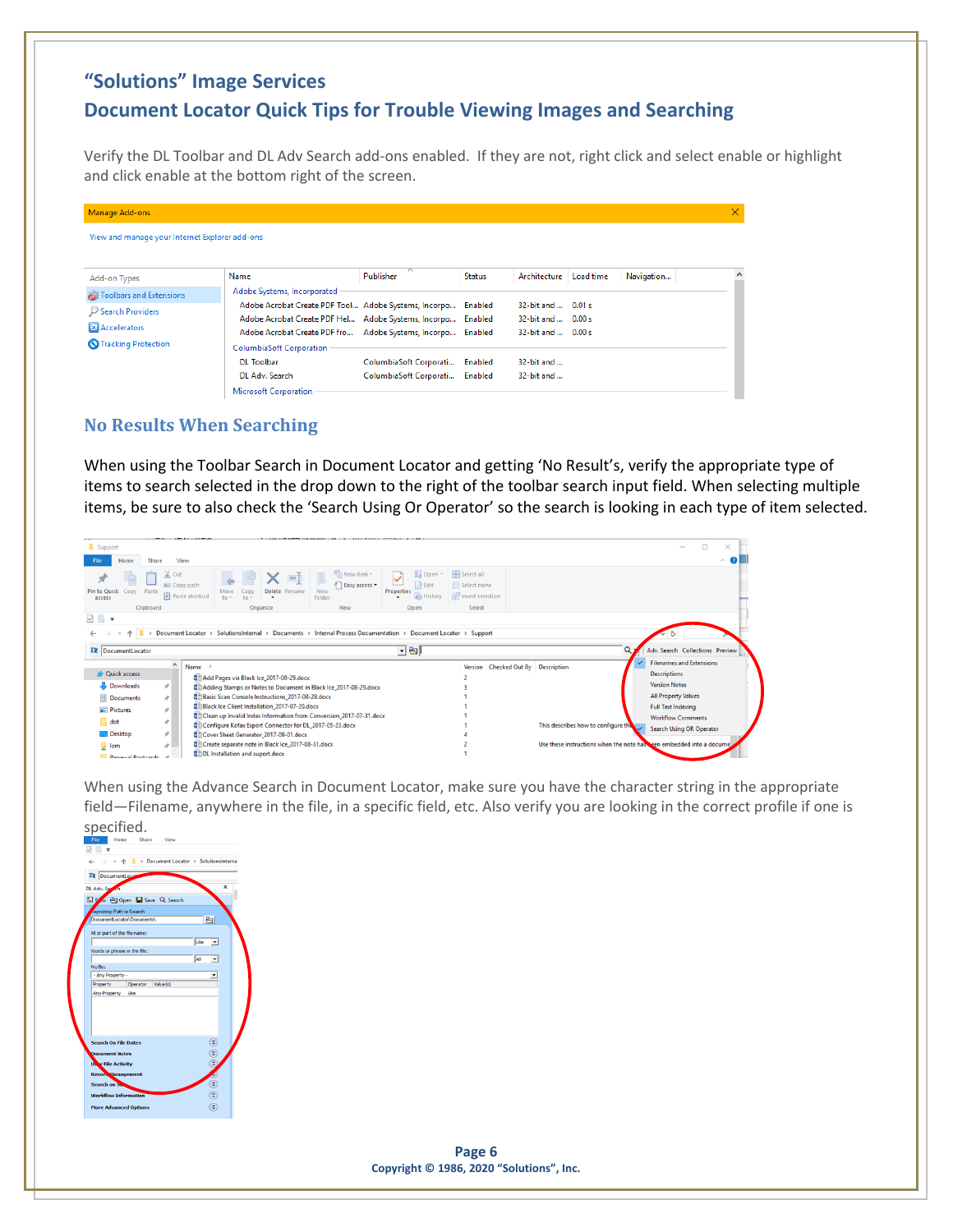# "Solutions" Image Services

## Document Locator Quick Tips for Trouble Viewing Images and Searching

Verify the DL Toolbar and DL Adv Search add-ons enabled. If they are not, right click and select enable or highlight and click enable at the bottom right of the screen.

## No Results When Searching

When using the Toolbar Search in Document Locator and getting 'No Result's, verify the appropriate type of items to search selected in the drop down to the right of the toolbar search input field. When selecting multiple items, be sure to also check the 'Search Using Or Operator' so the search is looking in each type of item selected.

When using the Advance Search in Document Locator, make sure you have the character string in the appropriate field—Filename, anywhere in the file, in a specific field, etc. Also verify you are looking in the correct profile if one is specified.